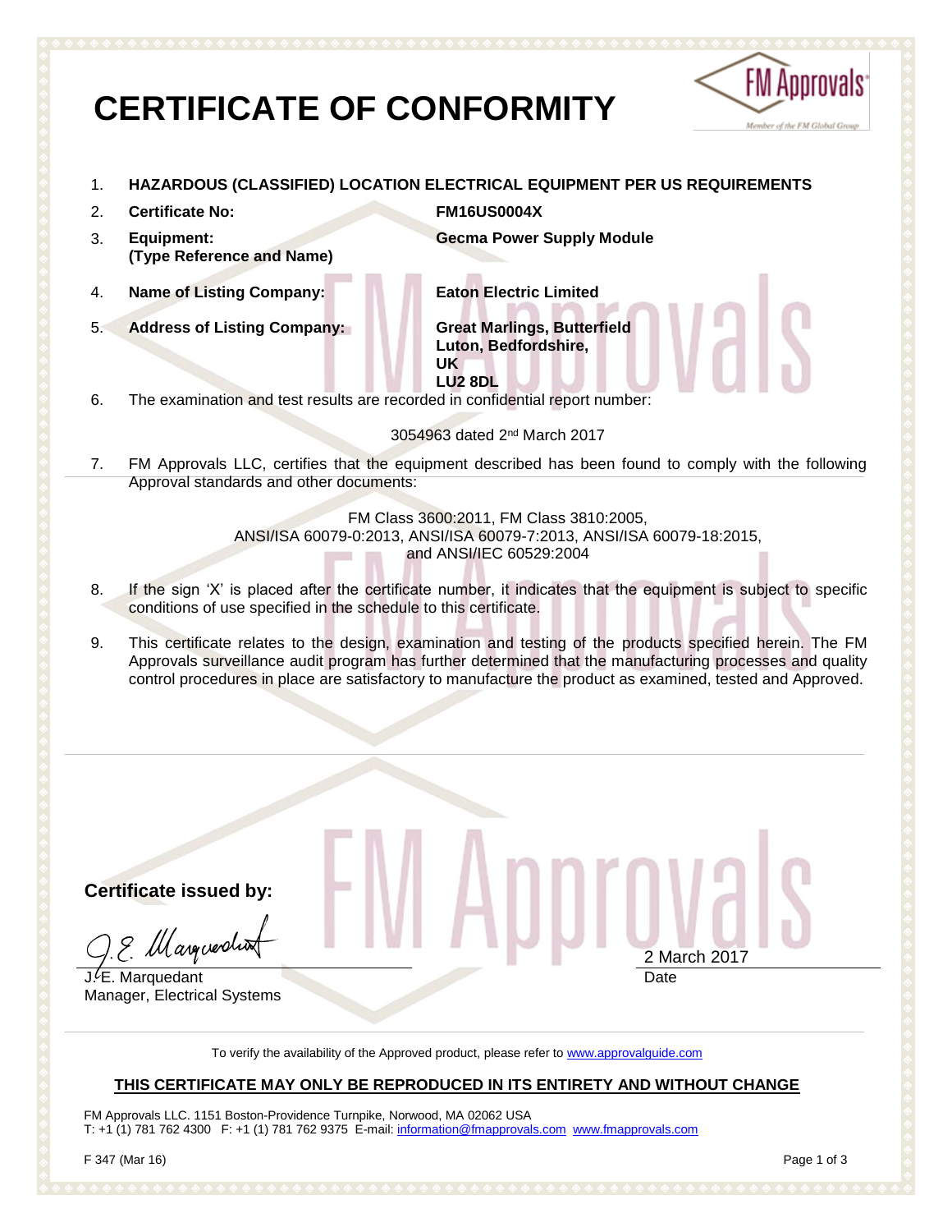# CERTIFICATE OF CONFORMITY

1. **HAZARDOUS (CLASSIFIED) LOCATION ELECTRICAL EQUIPMENT PER US REQUIREMENTS**
2. **Certificate No:** **FM16US0004X**
3. **Equipment: (Type Reference and Name)** **Gecma Power Supply Module**
4. **Name of Listing Company:** **Eaton Electric Limited**
5. **Address of Listing Company:** **Great Marlings, Butterfield Luton, Bedfordshire, UK LU2 8DL**
6. The examination and test results are recorded in confidential report number:

   3054963 dated 2nd March 2017

7. FM Approvals LLC, certifies that the equipment described has been found to comply with the following Approval standards and other documents:

   FM Class 3600:2011, FM Class 3810:2005, ANSI/ISA 60079-0:2013, ANSI/ISA 60079-7:2013, ANSI/ISA 60079-18:2015, and ANSI/IEC 60529:2004

8. If the sign 'X' is placed after the certificate number, it indicates that the equipment is subject to specific conditions of use specified in the schedule to this certificate.
9. This certificate relates to the design, examination and testing of the products specified herein. The FM Approvals surveillance audit program has further determined that the manufacturing processes and quality control procedures in place are satisfactory to manufacture the product as examined, tested and Approved.

**Certificate issued by:**

J.E. Marquedant
Manager, Electrical Systems

2 March 2017
Date

To verify the availability of the Approved product, please refer to www.approvalguide.com

**THIS CERTIFICATE MAY ONLY BE REPRODUCED IN ITS ENTIRETY AND WITHOUT CHANGE**

FM Approvals LLC. 1151 Boston-Providence Turnpike, Norwood, MA 02062 USA
T: +1 (1) 781 762 4300 F: +1 (1) 781 762 9375 E-mail: information@fmapprovals.com www.fmapprovals.com

F 347 (Mar 16)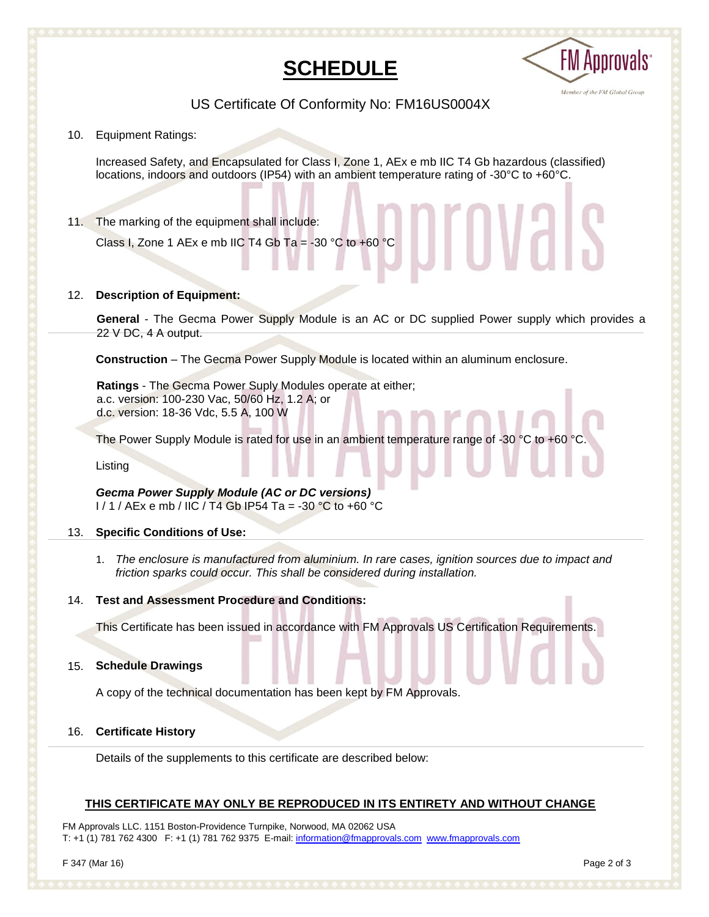# SCHEDULE

US Certificate Of Conformity No: FM16US0004X

10. Equipment Ratings:

    Increased Safety, and Encapsulated for Class I, Zone 1, AEx e mb IIC T4 Gb hazardous (classified) locations, indoors and outdoors (IP54) with an ambient temperature rating of -30°C to +60°C.

11. The marking of the equipment shall include:

    Class I, Zone 1 AEx e mb IIC T4 Gb Ta = -30 °C to +60 °C

12. **Description of Equipment:**

    **General** - The Gecma Power Supply Module is an AC or DC supplied Power supply which provides a 22 V DC, 4 A output.

    **Construction** – The Gecma Power Supply Module is located within an aluminum enclosure.

    **Ratings** - The Gecma Power Suply Modules operate at either;
    a.c. version: 100-230 Vac, 50/60 Hz, 1.2 A; or
    d.c. version: 18-36 Vdc, 5.5 A, 100 W

    The Power Supply Module is rated for use in an ambient temperature range of -30 °C to +60 °C.

    Listing

    ***Gecma Power Supply Module (AC or DC versions)***
    I / 1 / AEx e mb / IIC / T4 Gb IP54 Ta = -30 °C to +60 °C

13. **Specific Conditions of Use:**

    1. *The enclosure is manufactured from aluminium. In rare cases, ignition sources due to impact and friction sparks could occur. This shall be considered during installation.*

14. **Test and Assessment Procedure and Conditions:**

    This Certificate has been issued in accordance with FM Approvals US Certification Requirements.

15. **Schedule Drawings**

    A copy of the technical documentation has been kept by FM Approvals.

16. **Certificate History**

    Details of the supplements to this certificate are described below:

**THIS CERTIFICATE MAY ONLY BE REPRODUCED IN ITS ENTIRETY AND WITHOUT CHANGE**

FM Approvals LLC. 1151 Boston-Providence Turnpike, Norwood, MA 02062 USA
T: +1 (1) 781 762 4300 F: +1 (1) 781 762 9375 E-mail: information@fmapprovals.com www.fmapprovals.com

F 347 (Mar 16)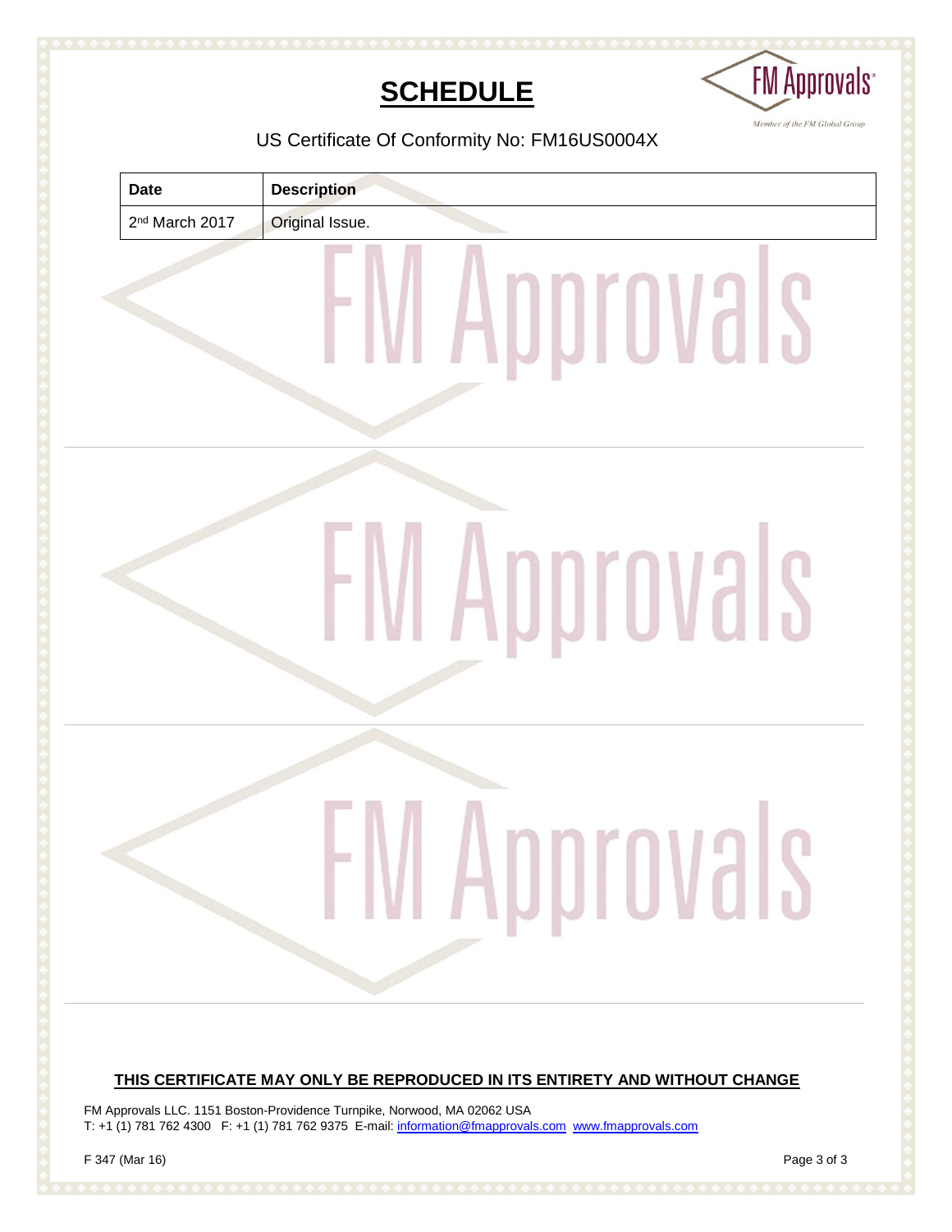# SCHEDULE

US Certificate Of Conformity No: FM16US0004X

| Date | Description |
|---|---|
| 2nd March 2017 | Original Issue. |

**THIS CERTIFICATE MAY ONLY BE REPRODUCED IN ITS ENTIRETY AND WITHOUT CHANGE**

FM Approvals LLC. 1151 Boston-Providence Turnpike, Norwood, MA 02062 USA
T: +1 (1) 781 762 4300 F: +1 (1) 781 762 9375 E-mail: information@fmapprovals.com www.fmapprovals.com

F 347 (Mar 16)